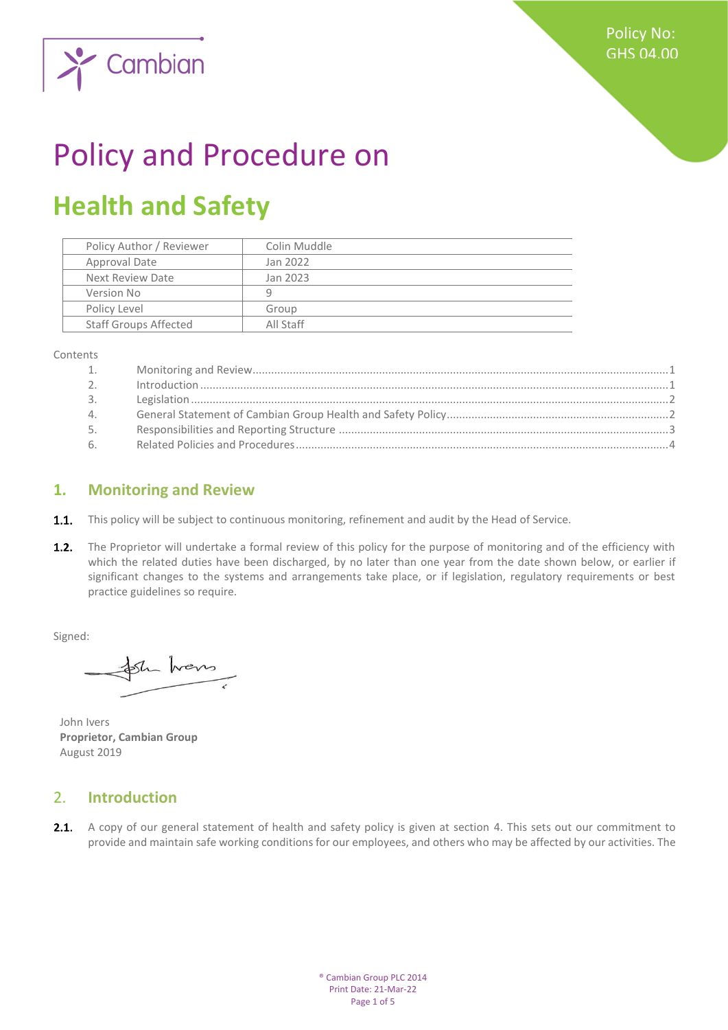Policy No: GHS 04.00

# Policy and Procedure on

# Health and Safety

| Policy Author / Reviewer | Colin Muddle |
|---|---|
| Approval Date | Jan 2022 |
| Next Review Date | Jan 2023 |
| Version No | 9 |
| Policy Level | Group |
| Staff Groups Affected | All Staff |

Contents

1. Monitoring and Review ..... 1
2. Introduction ..... 1
3. Legislation ..... 2
4. General Statement of Cambian Group Health and Safety Policy ..... 2
5. Responsibilities and Reporting Structure ..... 3
6. Related Policies and Procedures ..... 4

## 1. Monitoring and Review

**1.1.** This policy will be subject to continuous monitoring, refinement and audit by the Head of Service.

**1.2.** The Proprietor will undertake a formal review of this policy for the purpose of monitoring and of the efficiency with which the related duties have been discharged, by no later than one year from the date shown below, or earlier if significant changes to the systems and arrangements take place, or if legislation, regulatory requirements or best practice guidelines so require.

Signed:

John Ivers
**Proprietor, Cambian Group**
August 2019

## 2. Introduction

**2.1.** A copy of our general statement of health and safety policy is given at section 4. This sets out our commitment to provide and maintain safe working conditions for our employees, and others who may be affected by our activities. The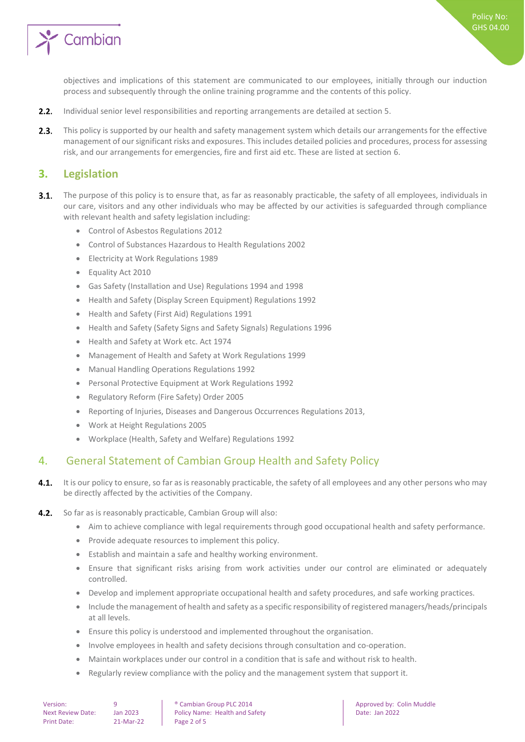objectives and implications of this statement are communicated to our employees, initially through our induction process and subsequently through the online training programme and the contents of this policy.

**2.2.** Individual senior level responsibilities and reporting arrangements are detailed at section 5.

**2.3.** This policy is supported by our health and safety management system which details our arrangements for the effective management of our significant risks and exposures. This includes detailed policies and procedures, process for assessing risk, and our arrangements for emergencies, fire and first aid etc. These are listed at section 6.

## 3. Legislation

**3.1.** The purpose of this policy is to ensure that, as far as reasonably practicable, the safety of all employees, individuals in our care, visitors and any other individuals who may be affected by our activities is safeguarded through compliance with relevant health and safety legislation including:

- Control of Asbestos Regulations 2012
- Control of Substances Hazardous to Health Regulations 2002
- Electricity at Work Regulations 1989
- Equality Act 2010
- Gas Safety (Installation and Use) Regulations 1994 and 1998
- Health and Safety (Display Screen Equipment) Regulations 1992
- Health and Safety (First Aid) Regulations 1991
- Health and Safety (Safety Signs and Safety Signals) Regulations 1996
- Health and Safety at Work etc. Act 1974
- Management of Health and Safety at Work Regulations 1999
- Manual Handling Operations Regulations 1992
- Personal Protective Equipment at Work Regulations 1992
- Regulatory Reform (Fire Safety) Order 2005
- Reporting of Injuries, Diseases and Dangerous Occurrences Regulations 2013,
- Work at Height Regulations 2005
- Workplace (Health, Safety and Welfare) Regulations 1992

## 4. General Statement of Cambian Group Health and Safety Policy

**4.1.** It is our policy to ensure, so far as is reasonably practicable, the safety of all employees and any other persons who may be directly affected by the activities of the Company.

**4.2.** So far as is reasonably practicable, Cambian Group will also:

- Aim to achieve compliance with legal requirements through good occupational health and safety performance.
- Provide adequate resources to implement this policy.
- Establish and maintain a safe and healthy working environment.
- Ensure that significant risks arising from work activities under our control are eliminated or adequately controlled.
- Develop and implement appropriate occupational health and safety procedures, and safe working practices.
- Include the management of health and safety as a specific responsibility of registered managers/heads/principals at all levels.
- Ensure this policy is understood and implemented throughout the organisation.
- Involve employees in health and safety decisions through consultation and co-operation.
- Maintain workplaces under our control in a condition that is safe and without risk to health.
- Regularly review compliance with the policy and the management system that support it.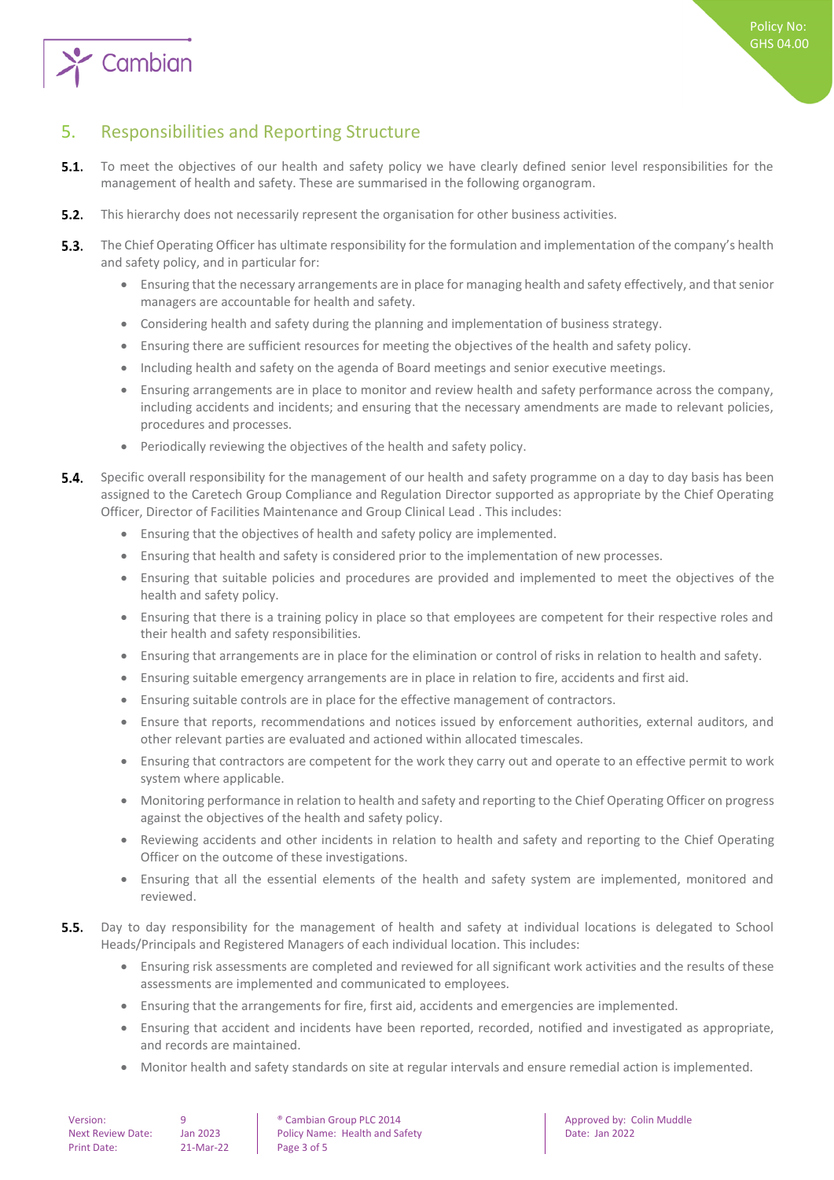## 5. Responsibilities and Reporting Structure

**5.1.** To meet the objectives of our health and safety policy we have clearly defined senior level responsibilities for the management of health and safety. These are summarised in the following organogram.

**5.2.** This hierarchy does not necessarily represent the organisation for other business activities.

**5.3.** The Chief Operating Officer has ultimate responsibility for the formulation and implementation of the company's health and safety policy, and in particular for:

- Ensuring that the necessary arrangements are in place for managing health and safety effectively, and that senior managers are accountable for health and safety.
- Considering health and safety during the planning and implementation of business strategy.
- Ensuring there are sufficient resources for meeting the objectives of the health and safety policy.
- Including health and safety on the agenda of Board meetings and senior executive meetings.
- Ensuring arrangements are in place to monitor and review health and safety performance across the company, including accidents and incidents; and ensuring that the necessary amendments are made to relevant policies, procedures and processes.
- Periodically reviewing the objectives of the health and safety policy.

**5.4.** Specific overall responsibility for the management of our health and safety programme on a day to day basis has been assigned to the Caretech Group Compliance and Regulation Director supported as appropriate by the Chief Operating Officer, Director of Facilities Maintenance and Group Clinical Lead . This includes:

- Ensuring that the objectives of health and safety policy are implemented.
- Ensuring that health and safety is considered prior to the implementation of new processes.
- Ensuring that suitable policies and procedures are provided and implemented to meet the objectives of the health and safety policy.
- Ensuring that there is a training policy in place so that employees are competent for their respective roles and their health and safety responsibilities.
- Ensuring that arrangements are in place for the elimination or control of risks in relation to health and safety.
- Ensuring suitable emergency arrangements are in place in relation to fire, accidents and first aid.
- Ensuring suitable controls are in place for the effective management of contractors.
- Ensure that reports, recommendations and notices issued by enforcement authorities, external auditors, and other relevant parties are evaluated and actioned within allocated timescales.
- Ensuring that contractors are competent for the work they carry out and operate to an effective permit to work system where applicable.
- Monitoring performance in relation to health and safety and reporting to the Chief Operating Officer on progress against the objectives of the health and safety policy.
- Reviewing accidents and other incidents in relation to health and safety and reporting to the Chief Operating Officer on the outcome of these investigations.
- Ensuring that all the essential elements of the health and safety system are implemented, monitored and reviewed.

**5.5.** Day to day responsibility for the management of health and safety at individual locations is delegated to School Heads/Principals and Registered Managers of each individual location. This includes:

- Ensuring risk assessments are completed and reviewed for all significant work activities and the results of these assessments are implemented and communicated to employees.
- Ensuring that the arrangements for fire, first aid, accidents and emergencies are implemented.
- Ensuring that accident and incidents have been reported, recorded, notified and investigated as appropriate, and records are maintained.
- Monitor health and safety standards on site at regular intervals and ensure remedial action is implemented.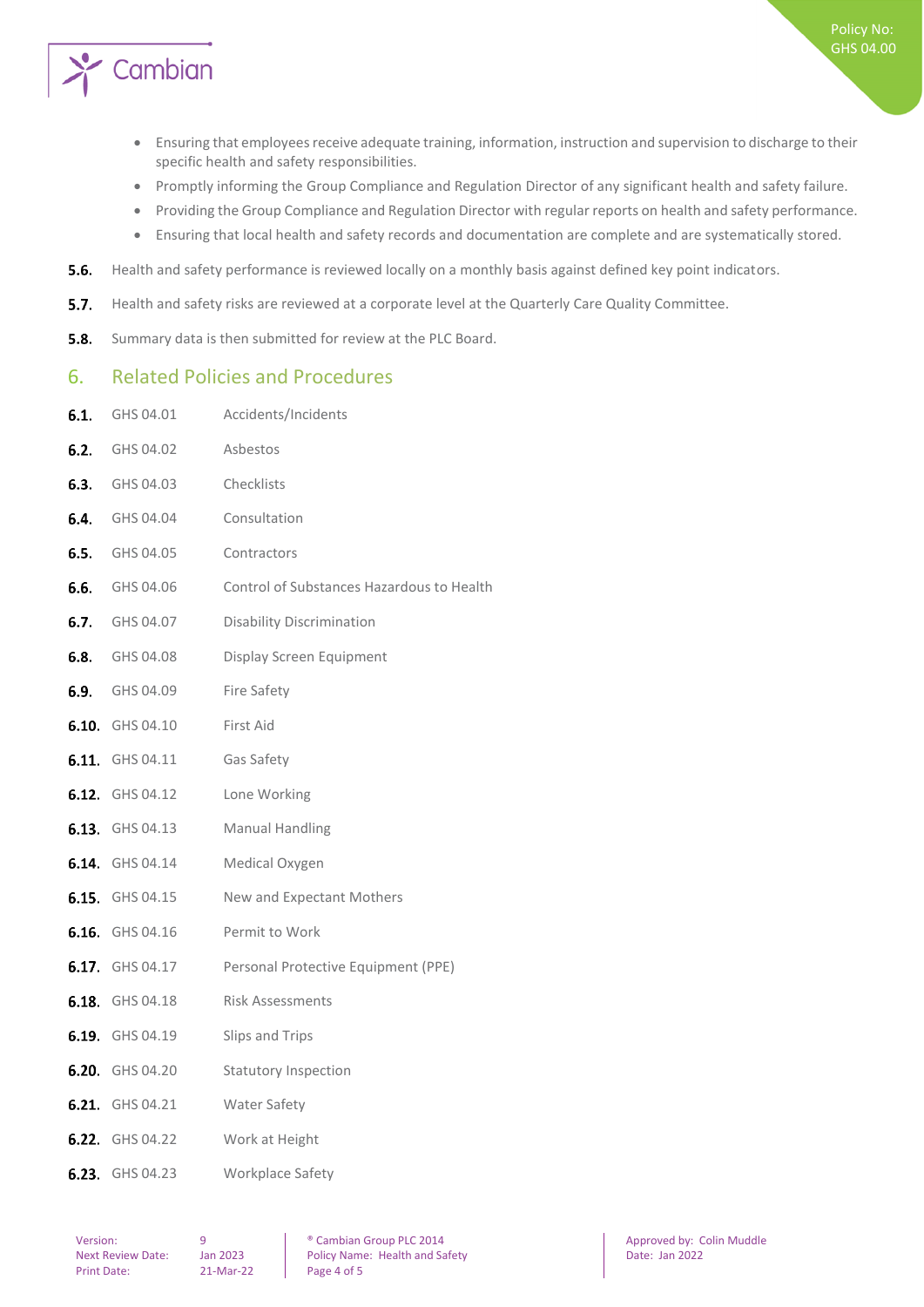- Ensuring that employees receive adequate training, information, instruction and supervision to discharge to their specific health and safety responsibilities.
- Promptly informing the Group Compliance and Regulation Director of any significant health and safety failure.
- Providing the Group Compliance and Regulation Director with regular reports on health and safety performance.
- Ensuring that local health and safety records and documentation are complete and are systematically stored.

**5.6.** Health and safety performance is reviewed locally on a monthly basis against defined key point indicators.

**5.7.** Health and safety risks are reviewed at a corporate level at the Quarterly Care Quality Committee.

**5.8.** Summary data is then submitted for review at the PLC Board.

## 6. Related Policies and Procedures

**6.1.** GHS 04.01 Accidents/Incidents

**6.2.** GHS 04.02 Asbestos

**6.3.** GHS 04.03 Checklists

**6.4.** GHS 04.04 Consultation

**6.5.** GHS 04.05 Contractors

**6.6.** GHS 04.06 Control of Substances Hazardous to Health

**6.7.** GHS 04.07 Disability Discrimination

**6.8.** GHS 04.08 Display Screen Equipment

**6.9.** GHS 04.09 Fire Safety

**6.10.** GHS 04.10 First Aid

**6.11.** GHS 04.11 Gas Safety

**6.12.** GHS 04.12 Lone Working

**6.13.** GHS 04.13 Manual Handling

**6.14.** GHS 04.14 Medical Oxygen

**6.15.** GHS 04.15 New and Expectant Mothers

**6.16.** GHS 04.16 Permit to Work

**6.17.** GHS 04.17 Personal Protective Equipment (PPE)

**6.18.** GHS 04.18 Risk Assessments

**6.19.** GHS 04.19 Slips and Trips

**6.20.** GHS 04.20 Statutory Inspection

**6.21.** GHS 04.21 Water Safety

**6.22.** GHS 04.22 Work at Height

**6.23.** GHS 04.23 Workplace Safety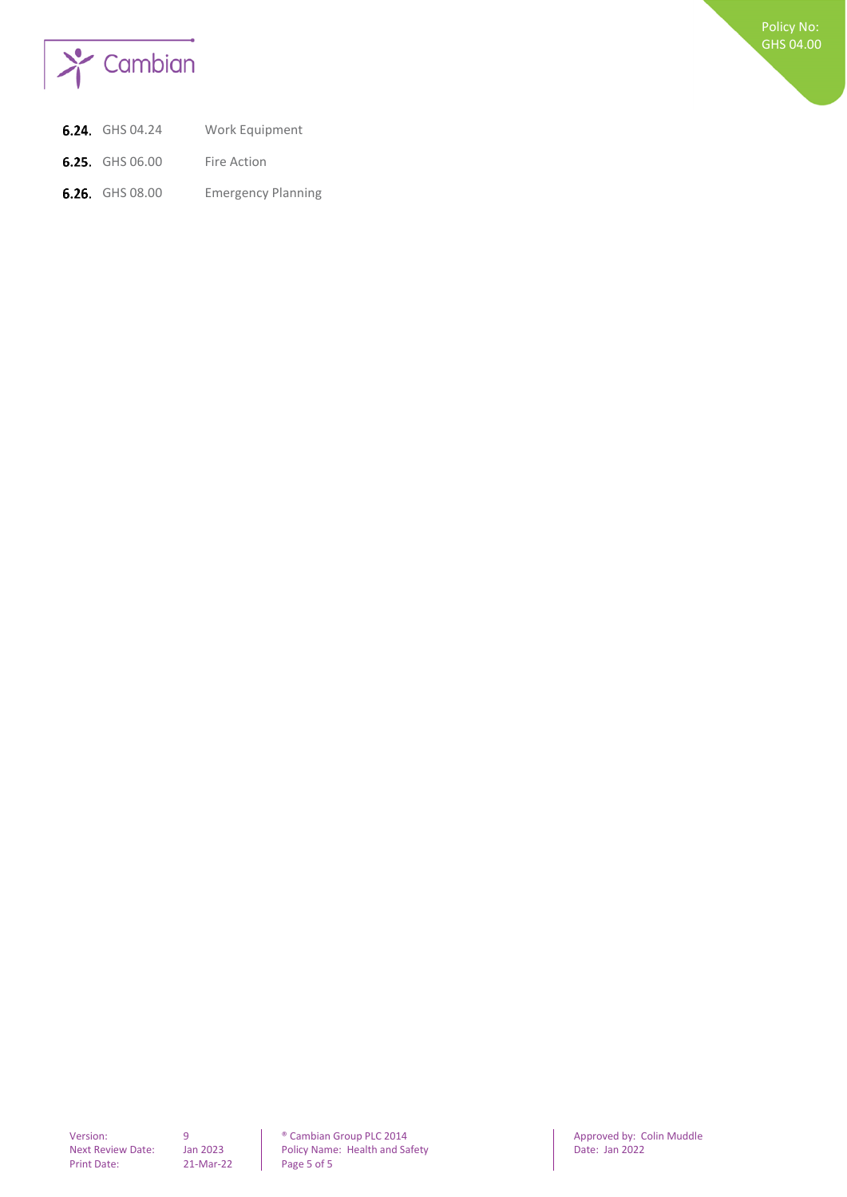**6.24.** GHS 04.24 Work Equipment

**6.25.** GHS 06.00 Fire Action

**6.26.** GHS 08.00 Emergency Planning